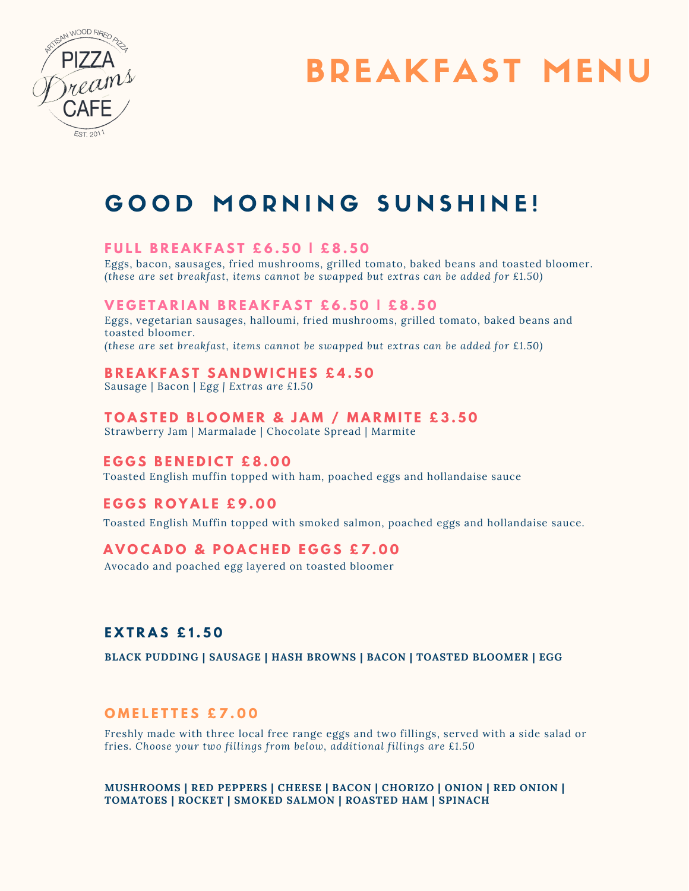ARTISAN WOOD FIRED PIZZA

PIZZA Dreams CAFE

EST. 2011

# BREAKFAST MENU

## GOOD MORNING SUNSHINE!

### FULL BREAKFAST £6.50 | £8.50

Eggs, bacon, sausages, fried mushrooms, grilled tomato, baked beans and toasted bloomer.
*(these are set breakfast, items cannot be swapped but extras can be added for £1.50)*

### VEGETARIAN BREAKFAST £6.50 | £8.50

Eggs, vegetarian sausages, halloumi, fried mushrooms, grilled tomato, baked beans and toasted bloomer.
*(these are set breakfast, items cannot be swapped but extras can be added for £1.50)*

### BREAKFAST SANDWICHES £4.50

Sausage | Bacon | Egg | *Extras are £1.50*

### TOASTED BLOOMER & JAM / MARMITE £3.50

Strawberry Jam | Marmalade | Chocolate Spread | Marmite

### EGGS BENEDICT £8.00

Toasted English muffin topped with ham, poached eggs and hollandaise sauce

### EGGS ROYALE £9.00

Toasted English Muffin topped with smoked salmon, poached eggs and hollandaise sauce.

### AVOCADO & POACHED EGGS £7.00

Avocado and poached egg layered on toasted bloomer

### EXTRAS £1.50

**BLACK PUDDING | SAUSAGE | HASH BROWNS | BACON | TOASTED BLOOMER | EGG**

### OMELETTES £7.00

Freshly made with three local free range eggs and two fillings, served with a side salad or fries. *Choose your two fillings from below, additional fillings are £1.50*

**MUSHROOMS | RED PEPPERS | CHEESE | BACON | CHORIZO | ONION | RED ONION | TOMATOES | ROCKET | SMOKED SALMON | ROASTED HAM | SPINACH**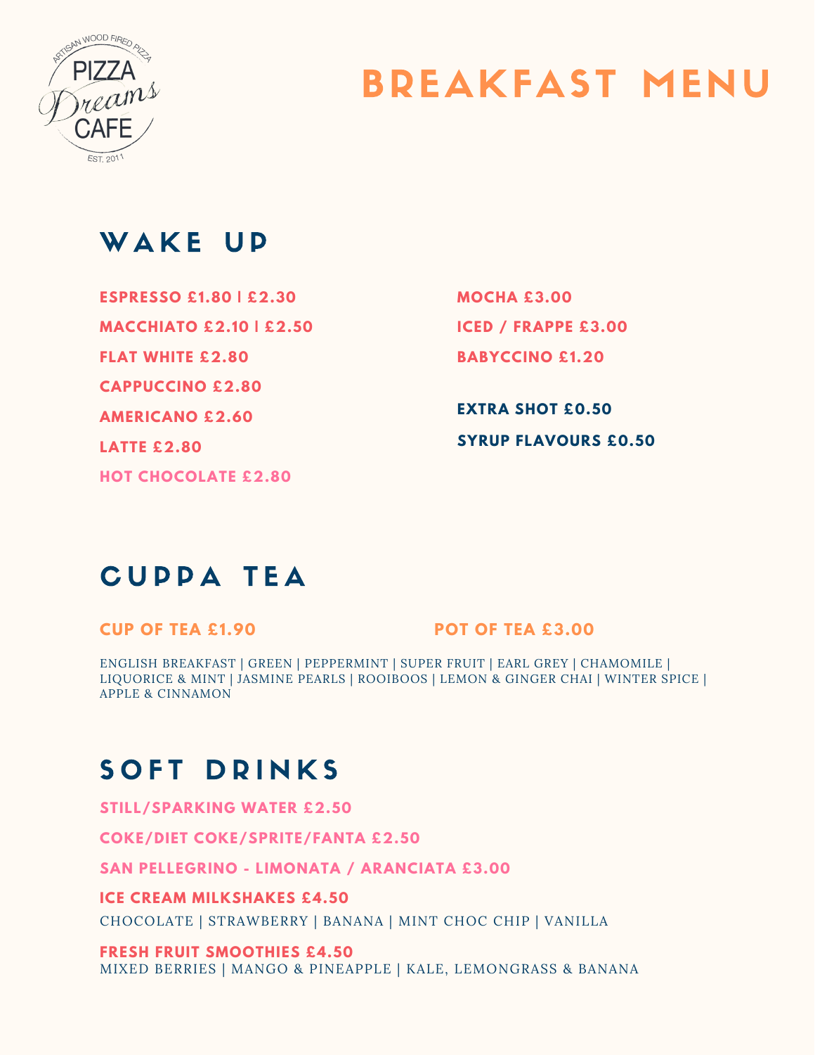PIZZA Dreams CAFE
ARTISAN WOOD FIRED PIZZA
EST. 2011

# BREAKFAST MENU

## WAKE UP

**ESPRESSO £1.80 | £2.30**

**MACCHIATO £2.10 | £2.50**

**FLAT WHITE £2.80**

**CAPPUCCINO £2.80**

**AMERICANO £2.60**

**LATTE £2.80**

**HOT CHOCOLATE £2.80**

**MOCHA £3.00**

**ICED / FRAPPE £3.00**

**BABYCCINO £1.20**

**EXTRA SHOT £0.50**

**SYRUP FLAVOURS £0.50**

## CUPPA TEA

**CUP OF TEA £1.90**

**POT OF TEA £3.00**

ENGLISH BREAKFAST | GREEN | PEPPERMINT | SUPER FRUIT | EARL GREY | CHAMOMILE | LIQUORICE & MINT | JASMINE PEARLS | ROOIBOOS | LEMON & GINGER CHAI | WINTER SPICE | APPLE & CINNAMON

## SOFT DRINKS

**STILL/SPARKING WATER £2.50**

**COKE/DIET COKE/SPRITE/FANTA £2.50**

**SAN PELLEGRINO - LIMONATA / ARANCIATA £3.00**

**ICE CREAM MILKSHAKES £4.50**

CHOCOLATE | STRAWBERRY | BANANA | MINT CHOC CHIP | VANILLA

**FRESH FRUIT SMOOTHIES £4.50**

MIXED BERRIES | MANGO & PINEAPPLE | KALE, LEMONGRASS & BANANA